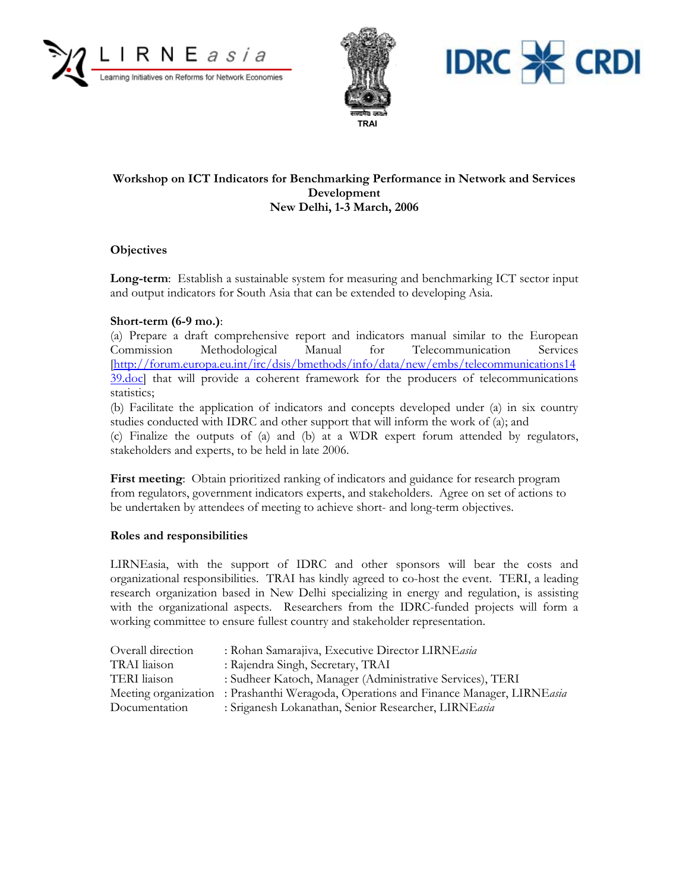LIRNE*asia*
Learning Initiatives on Reforms for Network Economies

TRAI

IDRC CRDI

**Workshop on ICT Indicators for Benchmarking Performance in Network and Services Development**
**New Delhi, 1-3 March, 2006**

**Objectives**

**Long-term**: Establish a sustainable system for measuring and benchmarking ICT sector input and output indicators for South Asia that can be extended to developing Asia.

**Short-term (6-9 mo.)**:
(a) Prepare a draft comprehensive report and indicators manual similar to the European Commission Methodological Manual for Telecommunication Services [http://forum.europa.eu.int/irc/dsis/bmethods/info/data/new/embs/telecommunications1439.doc] that will provide a coherent framework for the producers of telecommunications statistics;
(b) Facilitate the application of indicators and concepts developed under (a) in six country studies conducted with IDRC and other support that will inform the work of (a); and
(c) Finalize the outputs of (a) and (b) at a WDR expert forum attended by regulators, stakeholders and experts, to be held in late 2006.

**First meeting**: Obtain prioritized ranking of indicators and guidance for research program from regulators, government indicators experts, and stakeholders. Agree on set of actions to be undertaken by attendees of meeting to achieve short- and long-term objectives.

**Roles and responsibilities**

LIRNEasia, with the support of IDRC and other sponsors will bear the costs and organizational responsibilities. TRAI has kindly agreed to co-host the event. TERI, a leading research organization based in New Delhi specializing in energy and regulation, is assisting with the organizational aspects. Researchers from the IDRC-funded projects will form a working committee to ensure fullest country and stakeholder representation.

| | |
|---|---|
| Overall direction | : Rohan Samarajiva, Executive Director LIRNE*asia* |
| TRAI liaison | : Rajendra Singh, Secretary, TRAI |
| TERI liaison | : Sudheer Katoch, Manager (Administrative Services), TERI |
| Meeting organization | : Prashanthi Weragoda, Operations and Finance Manager, LIRNE*asia* |
| Documentation | : Sriganesh Lokanathan, Senior Researcher, LIRNE*asia* |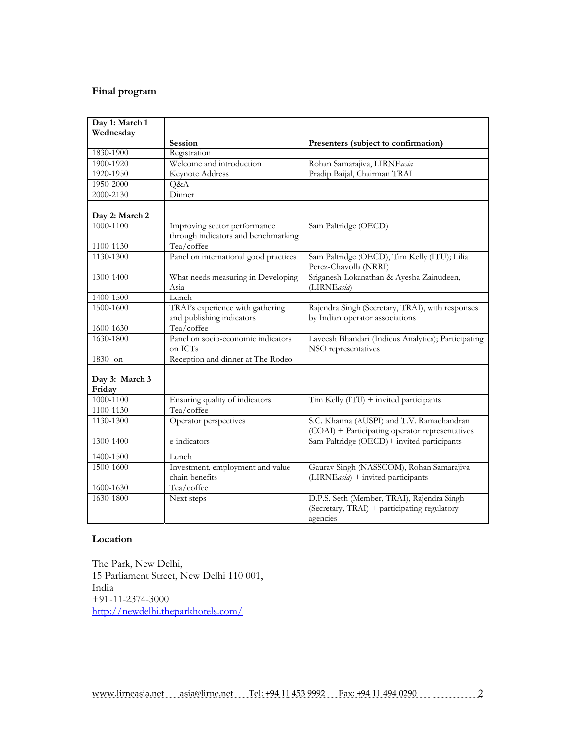## Final program

| Day 1: March 1 Wednesday | | |
|---|---|---|
| | **Session** | **Presenters (subject to confirmation)** |
| 1830-1900 | Registration | |
| 1900-1920 | Welcome and introduction | Rohan Samarajiva, LIRNE*asia* |
| 1920-1950 | Keynote Address | Pradip Baijal, Chairman TRAI |
| 1950-2000 | Q&A | |
| 2000-2130 | Dinner | |
| | | |
| **Day 2: March 2** | | |
| 1000-1100 | Improving sector performance through indicators and benchmarking | Sam Paltridge (OECD) |
| 1100-1130 | Tea/coffee | |
| 1130-1300 | Panel on international good practices | Sam Paltridge (OECD), Tim Kelly (ITU); Lilia Perez-Chavolla (NRRI) |
| 1300-1400 | What needs measuring in Developing Asia | Sriganesh Lokanathan & Ayesha Zainudeen, (LIRNE*asia*) |
| 1400-1500 | Lunch | |
| 1500-1600 | TRAI's experience with gathering and publishing indicators | Rajendra Singh (Secretary, TRAI), with responses by Indian operator associations |
| 1600-1630 | Tea/coffee | |
| 1630-1800 | Panel on socio-economic indicators on ICTs | Laveesh Bhandari (Indicus Analytics); Participating NSO representatives |
| 1830- on | Reception and dinner at The Rodeo | |
| **Day 3: March 3 Friday** | | |
| 1000-1100 | Ensuring quality of indicators | Tim Kelly (ITU) + invited participants |
| 1100-1130 | Tea/coffee | |
| 1130-1300 | Operator perspectives | S.C. Khanna (AUSPI) and T.V. Ramachandran (COAI) + Participating operator representatives |
| 1300-1400 | e-indicators | Sam Paltridge (OECD)+ invited participants |
| 1400-1500 | Lunch | |
| 1500-1600 | Investment, employment and value-chain benefits | Gaurav Singh (NASSCOM), Rohan Samarajiva (LIRNE*asia*) + invited participants |
| 1600-1630 | Tea/coffee | |
| 1630-1800 | Next steps | D.P.S. Seth (Member, TRAI), Rajendra Singh (Secretary, TRAI) + participating regulatory agencies |

## Location

The Park, New Delhi,
15 Parliament Street, New Delhi 110 001,
India
+91-11-2374-3000
http://newdelhi.theparkhotels.com/

www.lirneasia.net asia@lirne.net Tel: +94 11 453 9992 Fax: +94 11 494 0290